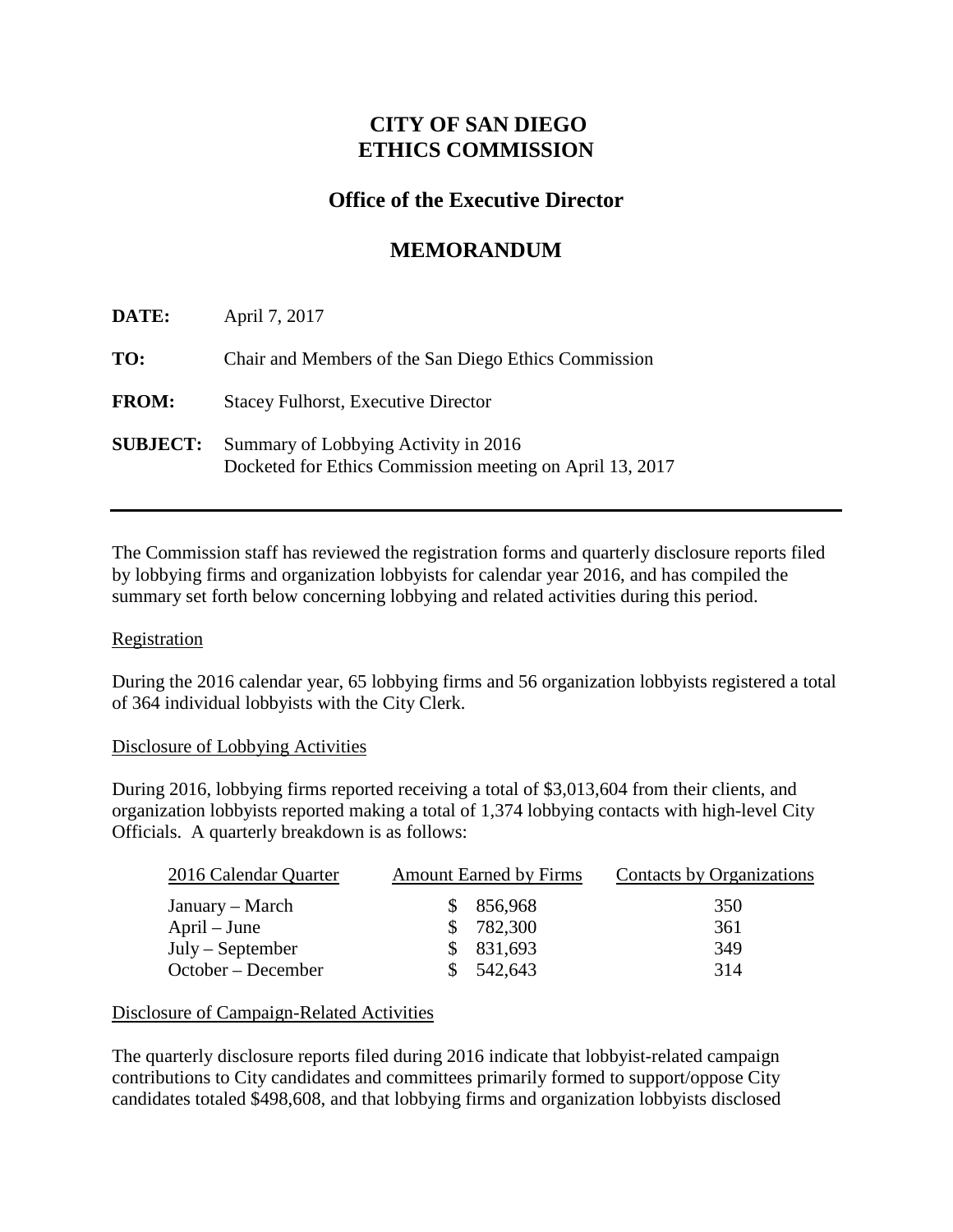# CITY OF SAN DIEGO
# ETHICS COMMISSION

## Office of the Executive Director

## MEMORANDUM

**DATE:** April 7, 2017

**TO:** Chair and Members of the San Diego Ethics Commission

**FROM:** Stacey Fulhorst, Executive Director

**SUBJECT:** Summary of Lobbying Activity in 2016
Docketed for Ethics Commission meeting on April 13, 2017

---

The Commission staff has reviewed the registration forms and quarterly disclosure reports filed by lobbying firms and organization lobbyists for calendar year 2016, and has compiled the summary set forth below concerning lobbying and related activities during this period.

Registration

During the 2016 calendar year, 65 lobbying firms and 56 organization lobbyists registered a total of 364 individual lobbyists with the City Clerk.

Disclosure of Lobbying Activities

During 2016, lobbying firms reported receiving a total of $3,013,604 from their clients, and organization lobbyists reported making a total of 1,374 lobbying contacts with high-level City Officials. A quarterly breakdown is as follows:

| 2016 Calendar Quarter | Amount Earned by Firms | Contacts by Organizations |
|---|---|---|
| January – March | $ 856,968 | 350 |
| April – June | $ 782,300 | 361 |
| July – September | $ 831,693 | 349 |
| October – December | $ 542,643 | 314 |

Disclosure of Campaign-Related Activities

The quarterly disclosure reports filed during 2016 indicate that lobbyist-related campaign contributions to City candidates and committees primarily formed to support/oppose City candidates totaled $498,608, and that lobbying firms and organization lobbyists disclosed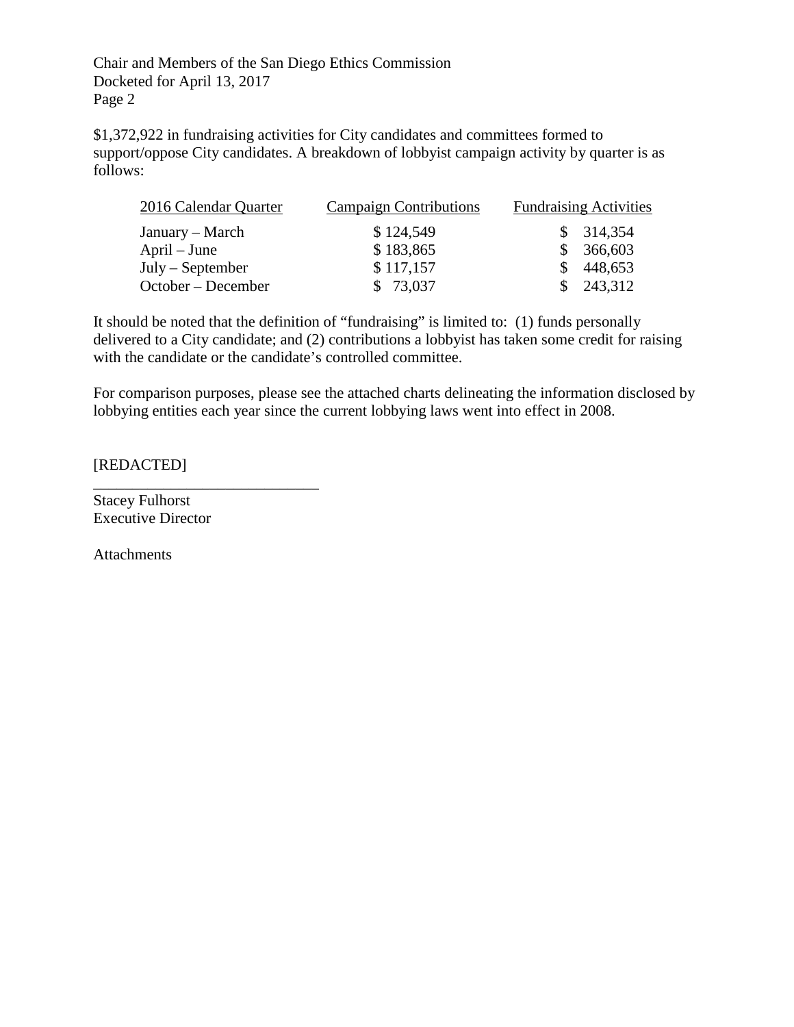$1,372,922 in fundraising activities for City candidates and committees formed to support/oppose City candidates. A breakdown of lobbyist campaign activity by quarter is as follows:

| 2016 Calendar Quarter | Campaign Contributions | Fundraising Activities |
|---|---|---|
| January – March | $ 124,549 | $ 314,354 |
| April – June | $ 183,865 | $ 366,603 |
| July – September | $ 117,157 | $ 448,653 |
| October – December | $ 73,037 | $ 243,312 |

It should be noted that the definition of "fundraising" is limited to: (1) funds personally delivered to a City candidate; and (2) contributions a lobbyist has taken some credit for raising with the candidate or the candidate's controlled committee.

For comparison purposes, please see the attached charts delineating the information disclosed by lobbying entities each year since the current lobbying laws went into effect in 2008.

[REDACTED]

Stacey Fulhorst
Executive Director

Attachments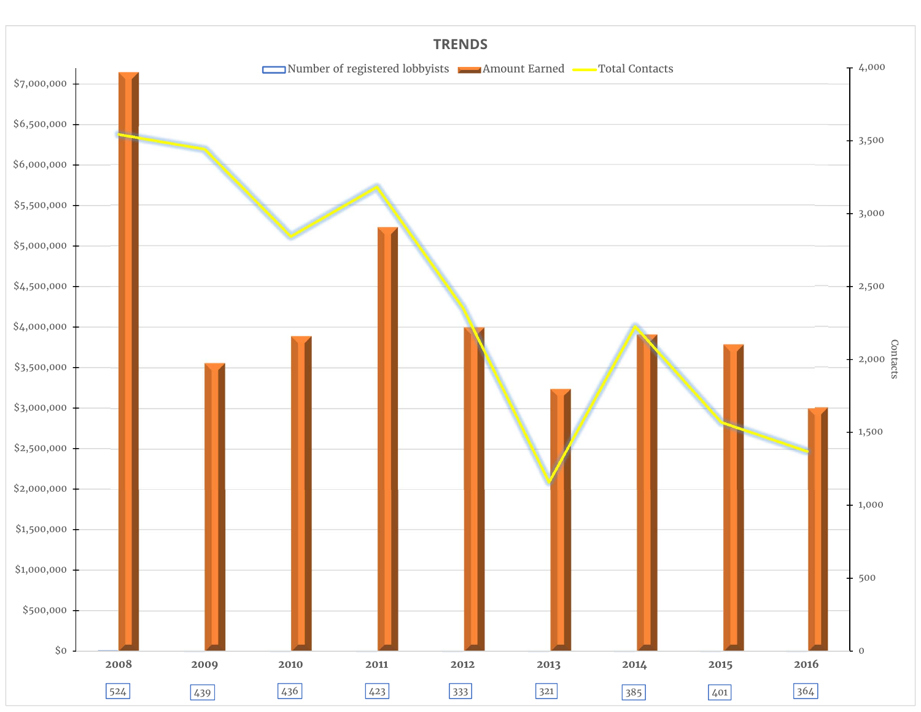## TRENDS

Number of registered lobbyists | Amount Earned | Total Contacts

| Year | 2008 | 2009 | 2010 | 2011 | 2012 | 2013 | 2014 | 2015 | 2016 |
|---|---|---|---|---|---|---|---|---|---|
| Number of registered lobbyists | 524 | 439 | 436 | 423 | 333 | 321 | 385 | 401 | 364 |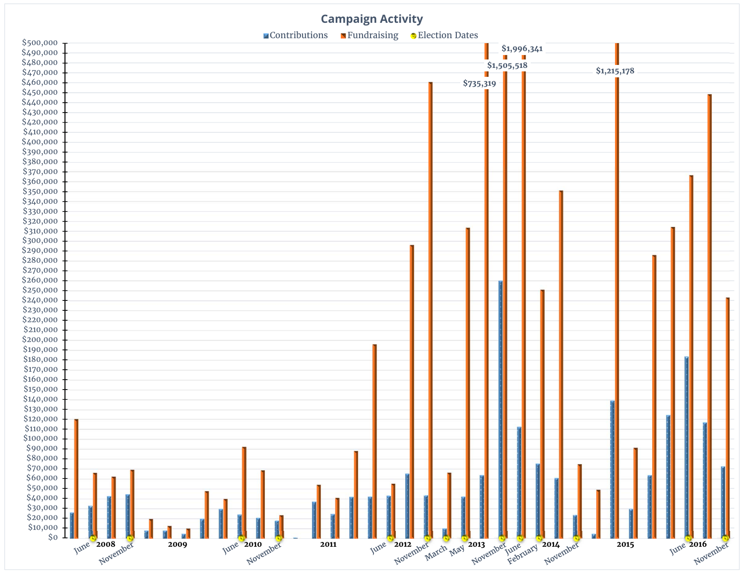# Campaign Activity

Contributions   Fundraising   Election Dates

$500,000
$490,000
$480,000
$470,000
$460,000
$450,000
$440,000
$430,000
$420,000
$410,000
$400,000
$390,000
$380,000
$370,000
$360,000
$350,000
$340,000
$330,000
$320,000
$310,000
$300,000
$290,000
$280,000
$270,000
$260,000
$250,000
$240,000
$230,000
$220,000
$210,000
$200,000
$190,000
$180,000
$170,000
$160,000
$150,000
$140,000
$130,000
$120,000
$110,000
$100,000
$90,000
$80,000
$70,000
$60,000
$50,000
$40,000
$30,000
$20,000
$10,000
$0

$1,996,341
$1,505,518
$735,319
$1,215,178

June 2008 November
2009
June 2010 November
2011
June 2012 November
March May 2013 November
June February 2014 November
2015
June 2016 November